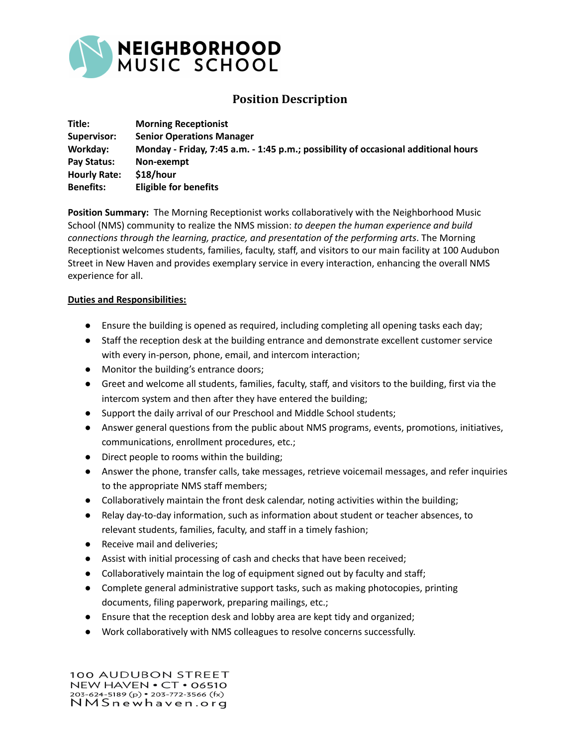NEIGHBORHOOD MUSIC SCHOOL

# Position Description

**Title:** **Morning Receptionist**
**Supervisor:** **Senior Operations Manager**
**Workday:** **Monday - Friday, 7:45 a.m. - 1:45 p.m.; possibility of occasional additional hours**
**Pay Status:** **Non-exempt**
**Hourly Rate:** **$18/hour**
**Benefits:** **Eligible for benefits**

**Position Summary:** The Morning Receptionist works collaboratively with the Neighborhood Music School (NMS) community to realize the NMS mission: *to deepen the human experience and build connections through the learning, practice, and presentation of the performing arts*. The Morning Receptionist welcomes students, families, faculty, staff, and visitors to our main facility at 100 Audubon Street in New Haven and provides exemplary service in every interaction, enhancing the overall NMS experience for all.

**Duties and Responsibilities:**

- Ensure the building is opened as required, including completing all opening tasks each day;
- Staff the reception desk at the building entrance and demonstrate excellent customer service with every in-person, phone, email, and intercom interaction;
- Monitor the building's entrance doors;
- Greet and welcome all students, families, faculty, staff, and visitors to the building, first via the intercom system and then after they have entered the building;
- Support the daily arrival of our Preschool and Middle School students;
- Answer general questions from the public about NMS programs, events, promotions, initiatives, communications, enrollment procedures, etc.;
- Direct people to rooms within the building;
- Answer the phone, transfer calls, take messages, retrieve voicemail messages, and refer inquiries to the appropriate NMS staff members;
- Collaboratively maintain the front desk calendar, noting activities within the building;
- Relay day-to-day information, such as information about student or teacher absences, to relevant students, families, faculty, and staff in a timely fashion;
- Receive mail and deliveries;
- Assist with initial processing of cash and checks that have been received;
- Collaboratively maintain the log of equipment signed out by faculty and staff;
- Complete general administrative support tasks, such as making photocopies, printing documents, filing paperwork, preparing mailings, etc.;
- Ensure that the reception desk and lobby area are kept tidy and organized;
- Work collaboratively with NMS colleagues to resolve concerns successfully.

100 AUDUBON STREET
NEW HAVEN • CT • 06510
203-624-5189 (p) • 203-772-3566 (fx)
NMSnewhaven.org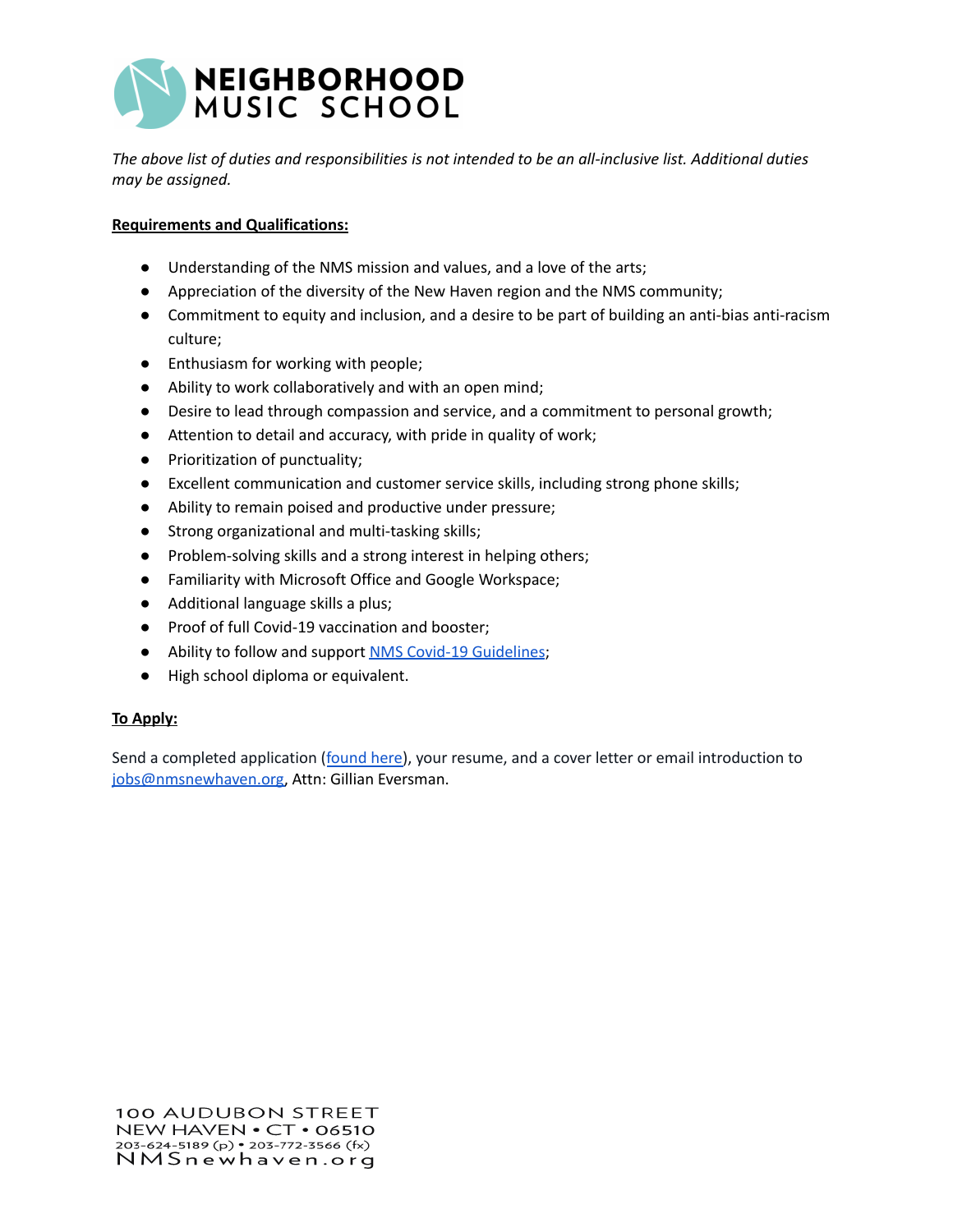*The above list of duties and responsibilities is not intended to be an all-inclusive list. Additional duties may be assigned.*

**Requirements and Qualifications:**

- Understanding of the NMS mission and values, and a love of the arts;
- Appreciation of the diversity of the New Haven region and the NMS community;
- Commitment to equity and inclusion, and a desire to be part of building an anti-bias anti-racism culture;
- Enthusiasm for working with people;
- Ability to work collaboratively and with an open mind;
- Desire to lead through compassion and service, and a commitment to personal growth;
- Attention to detail and accuracy, with pride in quality of work;
- Prioritization of punctuality;
- Excellent communication and customer service skills, including strong phone skills;
- Ability to remain poised and productive under pressure;
- Strong organizational and multi-tasking skills;
- Problem-solving skills and a strong interest in helping others;
- Familiarity with Microsoft Office and Google Workspace;
- Additional language skills a plus;
- Proof of full Covid-19 vaccination and booster;
- Ability to follow and support NMS Covid-19 Guidelines;
- High school diploma or equivalent.

**To Apply:**

Send a completed application (found here), your resume, and a cover letter or email introduction to jobs@nmsnewhaven.org, Attn: Gillian Eversman.

100 AUDUBON STREET
NEW HAVEN • CT • 06510
203-624-5189 (p) • 203-772-3566 (fx)
NMSnewhaven.org